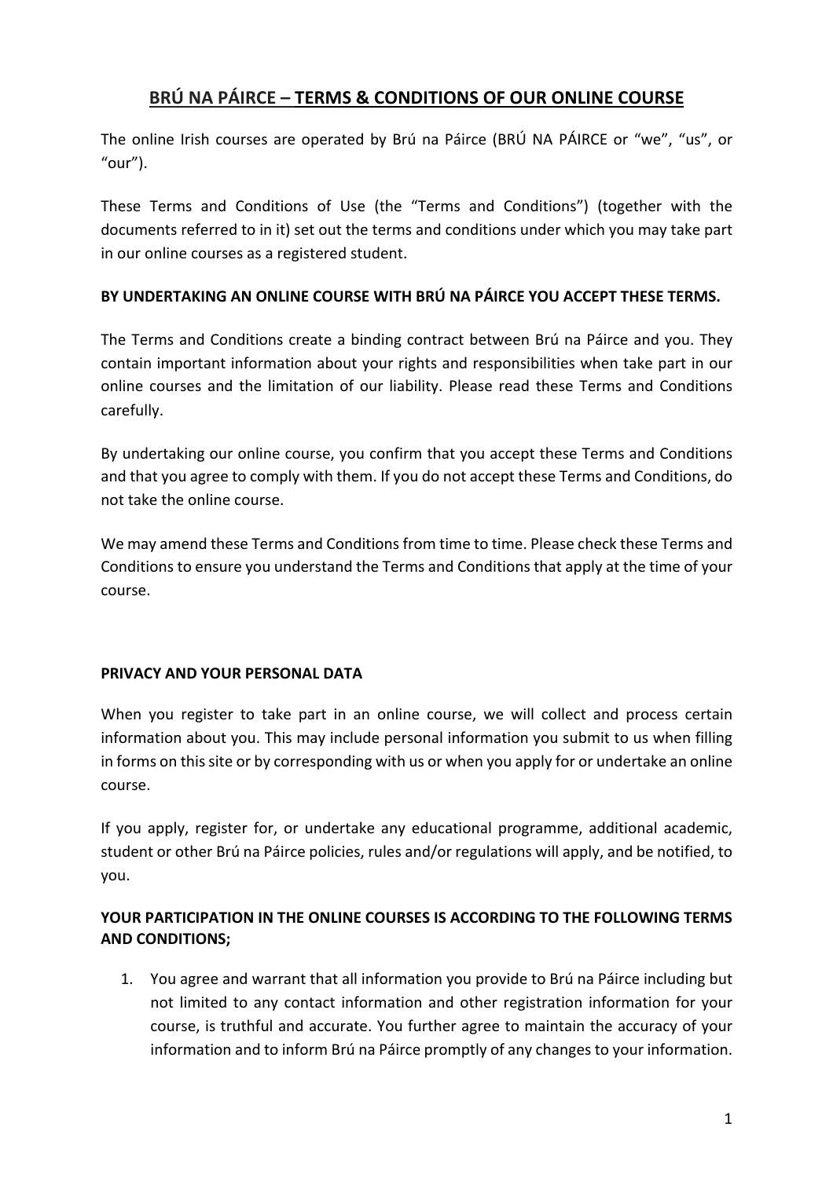# BRÚ NA PÁIRCE – TERMS & CONDITIONS OF OUR ONLINE COURSE

The online Irish courses are operated by Brú na Páirce (BRÚ NA PÁIRCE or "we", "us", or "our").

These Terms and Conditions of Use (the "Terms and Conditions") (together with the documents referred to in it) set out the terms and conditions under which you may take part in our online courses as a registered student.

**BY UNDERTAKING AN ONLINE COURSE WITH BRÚ NA PÁIRCE YOU ACCEPT THESE TERMS.**

The Terms and Conditions create a binding contract between Brú na Páirce and you. They contain important information about your rights and responsibilities when take part in our online courses and the limitation of our liability. Please read these Terms and Conditions carefully.

By undertaking our online course, you confirm that you accept these Terms and Conditions and that you agree to comply with them. If you do not accept these Terms and Conditions, do not take the online course.

We may amend these Terms and Conditions from time to time. Please check these Terms and Conditions to ensure you understand the Terms and Conditions that apply at the time of your course.

**PRIVACY AND YOUR PERSONAL DATA**

When you register to take part in an online course, we will collect and process certain information about you. This may include personal information you submit to us when filling in forms on this site or by corresponding with us or when you apply for or undertake an online course.

If you apply, register for, or undertake any educational programme, additional academic, student or other Brú na Páirce policies, rules and/or regulations will apply, and be notified, to you.

**YOUR PARTICIPATION IN THE ONLINE COURSES IS ACCORDING TO THE FOLLOWING TERMS AND CONDITIONS;**

1. You agree and warrant that all information you provide to Brú na Páirce including but not limited to any contact information and other registration information for your course, is truthful and accurate. You further agree to maintain the accuracy of your information and to inform Brú na Páirce promptly of any changes to your information.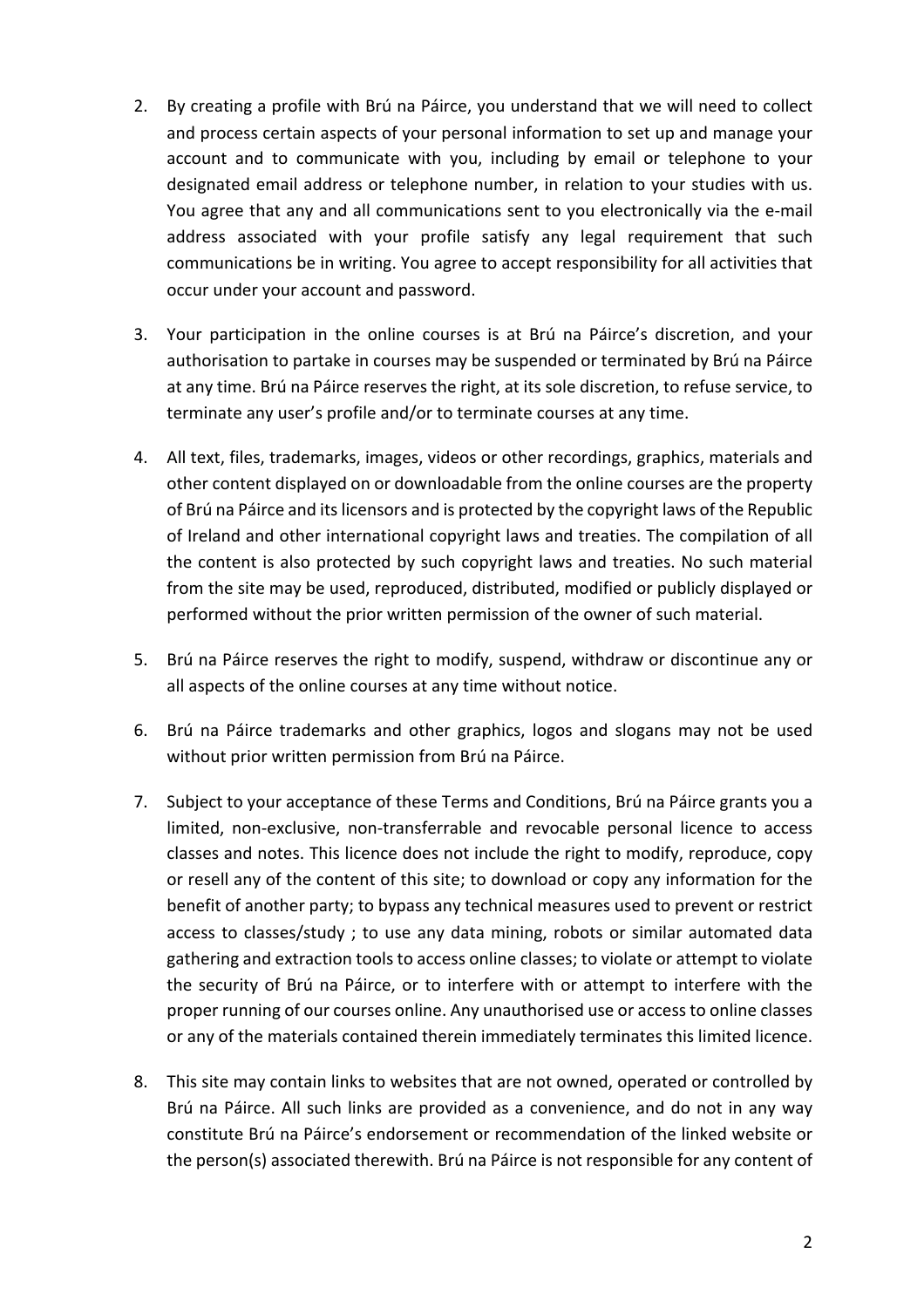2. By creating a profile with Brú na Páirce, you understand that we will need to collect and process certain aspects of your personal information to set up and manage your account and to communicate with you, including by email or telephone to your designated email address or telephone number, in relation to your studies with us. You agree that any and all communications sent to you electronically via the e-mail address associated with your profile satisfy any legal requirement that such communications be in writing. You agree to accept responsibility for all activities that occur under your account and password.

3. Your participation in the online courses is at Brú na Páirce's discretion, and your authorisation to partake in courses may be suspended or terminated by Brú na Páirce at any time. Brú na Páirce reserves the right, at its sole discretion, to refuse service, to terminate any user's profile and/or to terminate courses at any time.

4. All text, files, trademarks, images, videos or other recordings, graphics, materials and other content displayed on or downloadable from the online courses are the property of Brú na Páirce and its licensors and is protected by the copyright laws of the Republic of Ireland and other international copyright laws and treaties. The compilation of all the content is also protected by such copyright laws and treaties. No such material from the site may be used, reproduced, distributed, modified or publicly displayed or performed without the prior written permission of the owner of such material.

5. Brú na Páirce reserves the right to modify, suspend, withdraw or discontinue any or all aspects of the online courses at any time without notice.

6. Brú na Páirce trademarks and other graphics, logos and slogans may not be used without prior written permission from Brú na Páirce.

7. Subject to your acceptance of these Terms and Conditions, Brú na Páirce grants you a limited, non-exclusive, non-transferrable and revocable personal licence to access classes and notes. This licence does not include the right to modify, reproduce, copy or resell any of the content of this site; to download or copy any information for the benefit of another party; to bypass any technical measures used to prevent or restrict access to classes/study ; to use any data mining, robots or similar automated data gathering and extraction tools to access online classes; to violate or attempt to violate the security of Brú na Páirce, or to interfere with or attempt to interfere with the proper running of our courses online. Any unauthorised use or access to online classes or any of the materials contained therein immediately terminates this limited licence.

8. This site may contain links to websites that are not owned, operated or controlled by Brú na Páirce. All such links are provided as a convenience, and do not in any way constitute Brú na Páirce's endorsement or recommendation of the linked website or the person(s) associated therewith. Brú na Páirce is not responsible for any content of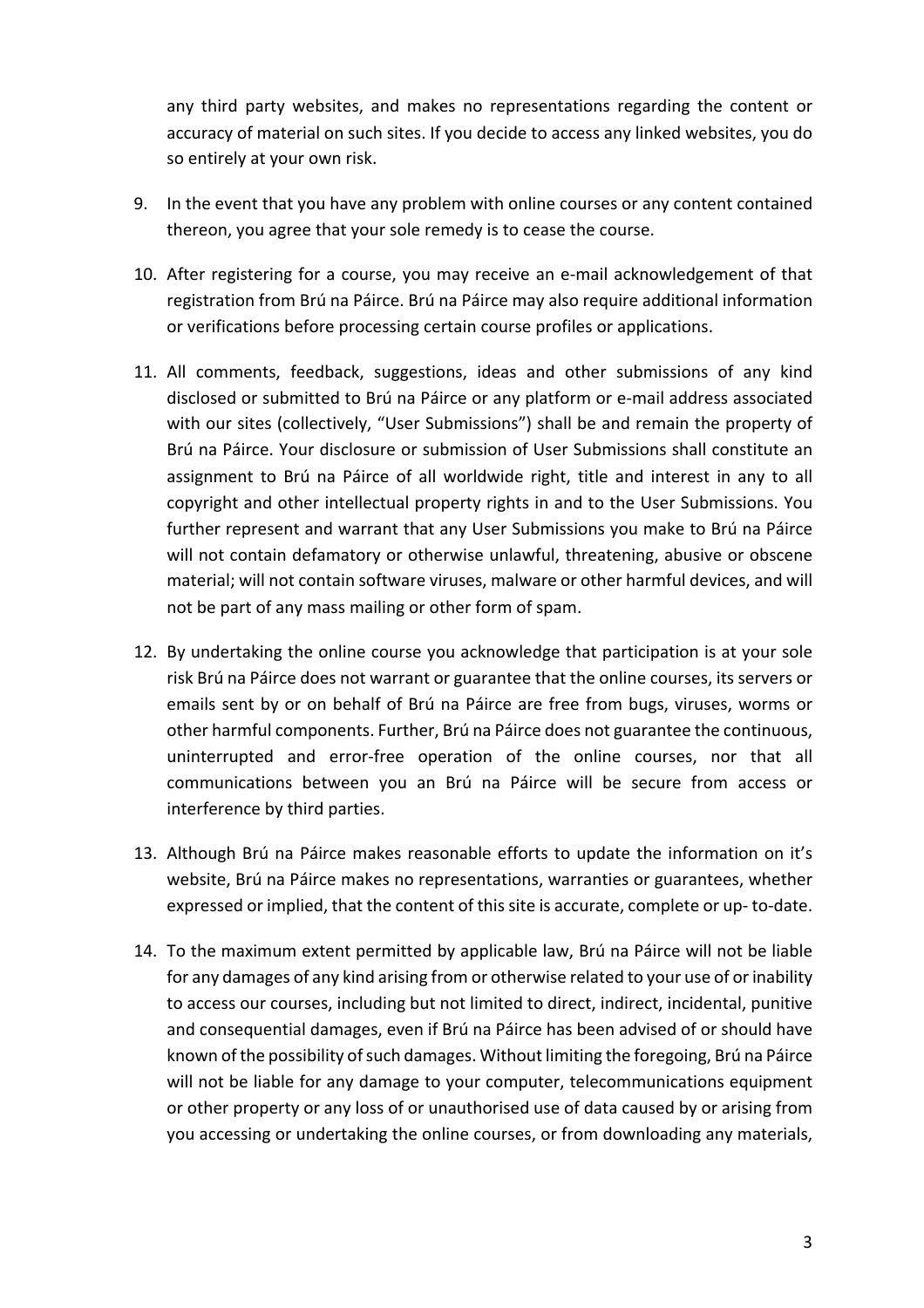any third party websites, and makes no representations regarding the content or accuracy of material on such sites. If you decide to access any linked websites, you do so entirely at your own risk.

9. In the event that you have any problem with online courses or any content contained thereon, you agree that your sole remedy is to cease the course.

10. After registering for a course, you may receive an e-mail acknowledgement of that registration from Brú na Páirce. Brú na Páirce may also require additional information or verifications before processing certain course profiles or applications.

11. All comments, feedback, suggestions, ideas and other submissions of any kind disclosed or submitted to Brú na Páirce or any platform or e-mail address associated with our sites (collectively, "User Submissions") shall be and remain the property of Brú na Páirce. Your disclosure or submission of User Submissions shall constitute an assignment to Brú na Páirce of all worldwide right, title and interest in any to all copyright and other intellectual property rights in and to the User Submissions. You further represent and warrant that any User Submissions you make to Brú na Páirce will not contain defamatory or otherwise unlawful, threatening, abusive or obscene material; will not contain software viruses, malware or other harmful devices, and will not be part of any mass mailing or other form of spam.

12. By undertaking the online course you acknowledge that participation is at your sole risk Brú na Páirce does not warrant or guarantee that the online courses, its servers or emails sent by or on behalf of Brú na Páirce are free from bugs, viruses, worms or other harmful components. Further, Brú na Páirce does not guarantee the continuous, uninterrupted and error-free operation of the online courses, nor that all communications between you an Brú na Páirce will be secure from access or interference by third parties.

13. Although Brú na Páirce makes reasonable efforts to update the information on it's website, Brú na Páirce makes no representations, warranties or guarantees, whether expressed or implied, that the content of this site is accurate, complete or up- to-date.

14. To the maximum extent permitted by applicable law, Brú na Páirce will not be liable for any damages of any kind arising from or otherwise related to your use of or inability to access our courses, including but not limited to direct, indirect, incidental, punitive and consequential damages, even if Brú na Páirce has been advised of or should have known of the possibility of such damages. Without limiting the foregoing, Brú na Páirce will not be liable for any damage to your computer, telecommunications equipment or other property or any loss of or unauthorised use of data caused by or arising from you accessing or undertaking the online courses, or from downloading any materials,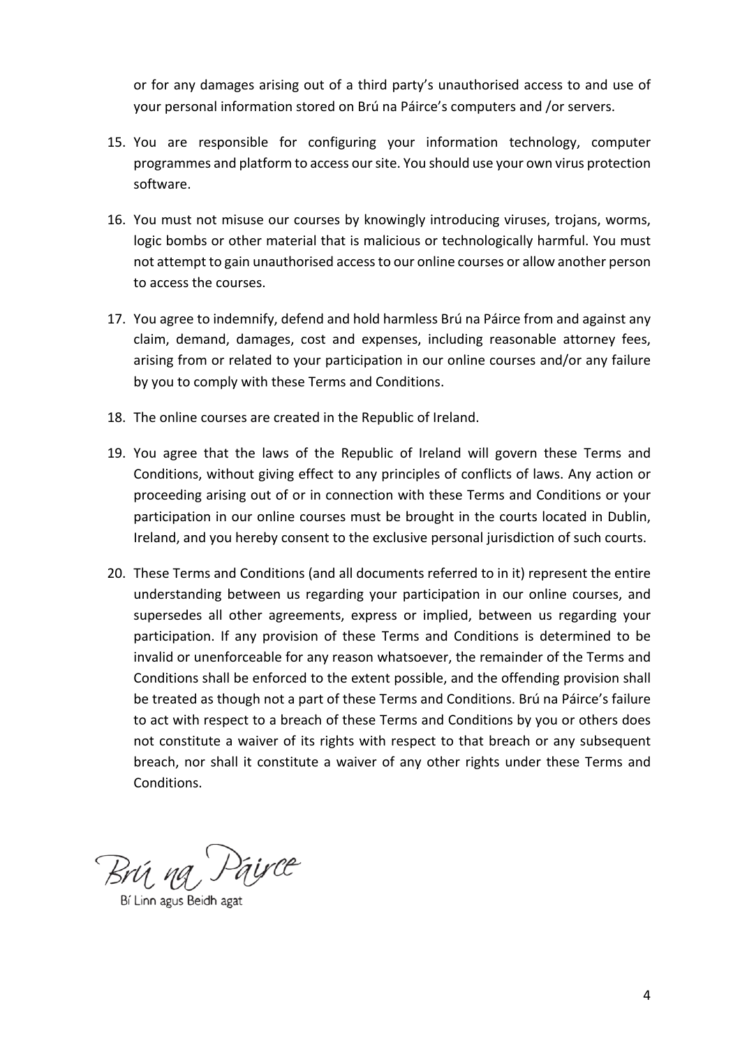or for any damages arising out of a third party's unauthorised access to and use of your personal information stored on Brú na Páirce's computers and /or servers.

15. You are responsible for configuring your information technology, computer programmes and platform to access our site. You should use your own virus protection software.

16. You must not misuse our courses by knowingly introducing viruses, trojans, worms, logic bombs or other material that is malicious or technologically harmful. You must not attempt to gain unauthorised access to our online courses or allow another person to access the courses.

17. You agree to indemnify, defend and hold harmless Brú na Páirce from and against any claim, demand, damages, cost and expenses, including reasonable attorney fees, arising from or related to your participation in our online courses and/or any failure by you to comply with these Terms and Conditions.

18. The online courses are created in the Republic of Ireland.

19. You agree that the laws of the Republic of Ireland will govern these Terms and Conditions, without giving effect to any principles of conflicts of laws. Any action or proceeding arising out of or in connection with these Terms and Conditions or your participation in our online courses must be brought in the courts located in Dublin, Ireland, and you hereby consent to the exclusive personal jurisdiction of such courts.

20. These Terms and Conditions (and all documents referred to in it) represent the entire understanding between us regarding your participation in our online courses, and supersedes all other agreements, express or implied, between us regarding your participation. If any provision of these Terms and Conditions is determined to be invalid or unenforceable for any reason whatsoever, the remainder of the Terms and Conditions shall be enforced to the extent possible, and the offending provision shall be treated as though not a part of these Terms and Conditions. Brú na Páirce's failure to act with respect to a breach of these Terms and Conditions by you or others does not constitute a waiver of its rights with respect to that breach or any subsequent breach, nor shall it constitute a waiver of any other rights under these Terms and Conditions.

Brú na Páirce

Bí Linn agus Beidh agat